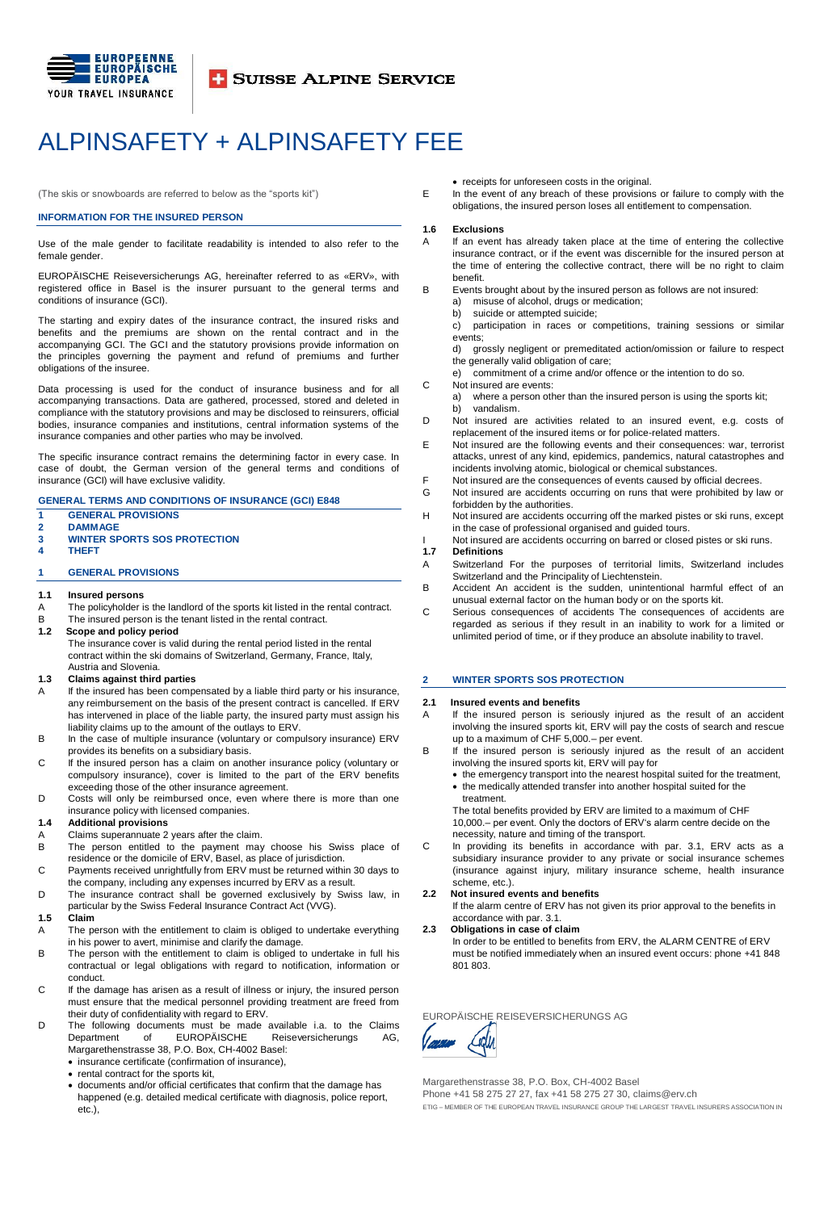EUROPEENNE EUROPÄISCHE EUROPEA YOUR TRAVEL INSURANCE

SUISSE ALPINE SERVICE

# ALPINSAFETY + ALPINSAFETY FEE

(The skis or snowboards are referred to below as the "sports kit")

## INFORMATION FOR THE INSURED PERSON

Use of the male gender to facilitate readability is intended to also refer to the female gender.

EUROPÄISCHE Reiseversicherungs AG, hereinafter referred to as «ERV», with registered office in Basel is the insurer pursuant to the general terms and conditions of insurance (GCI).

The starting and expiry dates of the insurance contract, the insured risks and benefits and the premiums are shown on the rental contract and in the accompanying GCI. The GCI and the statutory provisions provide information on the principles governing the payment and refund of premiums and further obligations of the insuree.

Data processing is used for the conduct of insurance business and for all accompanying transactions. Data are gathered, processed, stored and deleted in compliance with the statutory provisions and may be disclosed to reinsurers, official bodies, insurance companies and institutions, central information systems of the insurance companies and other parties who may be involved.

The specific insurance contract remains the determining factor in every case. In case of doubt, the German version of the general terms and conditions of insurance (GCI) will have exclusive validity.

## GENERAL TERMS AND CONDITIONS OF INSURANCE (GCI) E848

1 GENERAL PROVISIONS
2 DAMMAGE
3 WINTER SPORTS SOS PROTECTION
4 THEFT

## 1 GENERAL PROVISIONS

### 1.1 Insured persons

A The policyholder is the landlord of the sports kit listed in the rental contract.
B The insured person is the tenant listed in the rental contract.

### 1.2 Scope and policy period

The insurance cover is valid during the rental period listed in the rental contract within the ski domains of Switzerland, Germany, France, Italy, Austria and Slovenia.

### 1.3 Claims against third parties

A If the insured person has been compensated by a liable third party or his insurance, any reimbursement on the basis of the present contract is cancelled. If ERV has intervened in place of the liable party, the insured party must assign his liability claims up to the amount of the outlays to ERV.
B In the case of multiple insurance (voluntary or compulsory insurance) ERV provides its benefits on a subsidiary basis.
C If the insured person has a claim on another insurance policy (voluntary or compulsory insurance), cover is limited to the part of the ERV benefits exceeding those of the other insurance agreement.
D Costs will only be reimbursed once, even where there is more than one insurance policy with licensed companies.

### 1.4 Additional provisions

A Claims superannuate 2 years after the claim.
B The person entitled to the payment may choose his Swiss place of residence or the domicile of ERV, Basel, as place of jurisdiction.
C Payments received unrightfully from ERV must be returned within 30 days to the company, including any expenses incurred by ERV as a result.
D The insurance contract shall be governed exclusively by Swiss law, in particular by the Swiss Federal Insurance Contract Act (VVG).

### 1.5 Claim

A The person with the entitlement to claim is obliged to undertake everything in his power to avert, minimise and clarify the damage.
B The person with the entitlement to claim is obliged to undertake in full his contractual or legal obligations with regard to notification, information or conduct.
C If the damage has arisen as a result of illness or injury, the insured person must ensure that the medical personnel providing treatment are freed from their duty of confidentiality with regard to ERV.
D The following documents must be made available i.a. to the Claims Department of EUROPÄISCHE Reiseversicherungs AG, Margarethenstrasse 38, P.O. Box, CH-4002 Basel:
- insurance certificate (confirmation of insurance),
- rental contract for the sports kit,
- documents and/or official certificates that confirm that the damage has happened (e.g. detailed medical certificate with diagnosis, police report, etc.),
- receipts for unforeseen costs in the original.

E In the event of any breach of these provisions or failure to comply with the obligations, the insured person loses all entitlement to compensation.

### 1.6 Exclusions

A If an event has already taken place at the time of entering the collective insurance contract, or if the event was discernible for the insured person at the time of entering the collective contract, there will be no right to claim benefit.
B Events brought about by the insured person as follows are not insured:
  a) misuse of alcohol, drugs or medication;
  b) suicide or attempted suicide;
  c) participation in races or competitions, training sessions or similar events;
  d) grossly negligent or premeditated action/omission or failure to respect the generally valid obligation of care;
  e) commitment of a crime and/or offence or the intention to do so.
C Not insured are events:
  a) where a person other than the insured person is using the sports kit;
  b) vandalism.
D Not insured are activities related to an insured event, e.g. costs of replacement of the insured items or for police-related matters.
E Not insured are the following events and their consequences: war, terrorist attacks, unrest of any kind, epidemics, pandemics, natural catastrophes and incidents involving atomic, biological or chemical substances.
F Not insured are the consequences of events caused by official decrees.
G Not insured are accidents occurring on runs that were prohibited by law or forbidden by the authorities.
H Not insured are accidents occurring off the marked pistes or ski runs, except in the case of professional organised and guided tours.
I Not insured are accidents occurring on barred or closed pistes or ski runs.

### 1.7 Definitions

A Switzerland For the purposes of territorial limits, Switzerland includes Switzerland and the Principality of Liechtenstein.
B Accident An accident is the sudden, unintentional harmful effect of an unusual external factor on the human body or on the sports kit.
C Serious consequences of accidents The consequences of accidents are regarded as serious if they result in an inability to work for a limited or unlimited period of time, or if they produce an absolute inability to travel.

## 2 WINTER SPORTS SOS PROTECTION

### 2.1 Insured events and benefits

A If the insured person is seriously injured as the result of an accident involving the insured sports kit, ERV will pay the costs of search and rescue up to a maximum of CHF 5,000.– per event.
B If the insured person is seriously injured as the result of an accident involving the insured sports kit, ERV will pay for
- the emergency transport into the nearest hospital suited for the treatment,
- the medically attended transfer into another hospital suited for the treatment.

The total benefits provided by ERV are limited to a maximum of CHF 10,000.– per event. Only the doctors of ERV's alarm centre decide on the necessity, nature and timing of the transport.

C In providing its benefits in accordance with par. 3.1, ERV acts as a subsidiary insurance provider to any private or social insurance schemes (insurance against injury, military insurance scheme, health insurance scheme, etc.).

### 2.2 Not insured events and benefits

If the alarm centre of ERV has not given its prior approval to the benefits in accordance with par. 3.1.

### 2.3 Obligations in case of claim

In order to be entitled to benefits from ERV, the ALARM CENTRE of ERV must be notified immediately when an insured event occurs: phone +41 848 801 803.

EUROPÄISCHE REISEVERSICHERUNGS AG

Margarethenstrasse 38, P.O. Box, CH-4002 Basel
Phone +41 58 275 27 27, fax +41 58 275 27 30, claims@erv.ch
ETIG – MEMBER OF THE EUROPEAN TRAVEL INSURANCE GROUP THE LARGEST TRAVEL INSURERS ASSOCIATION IN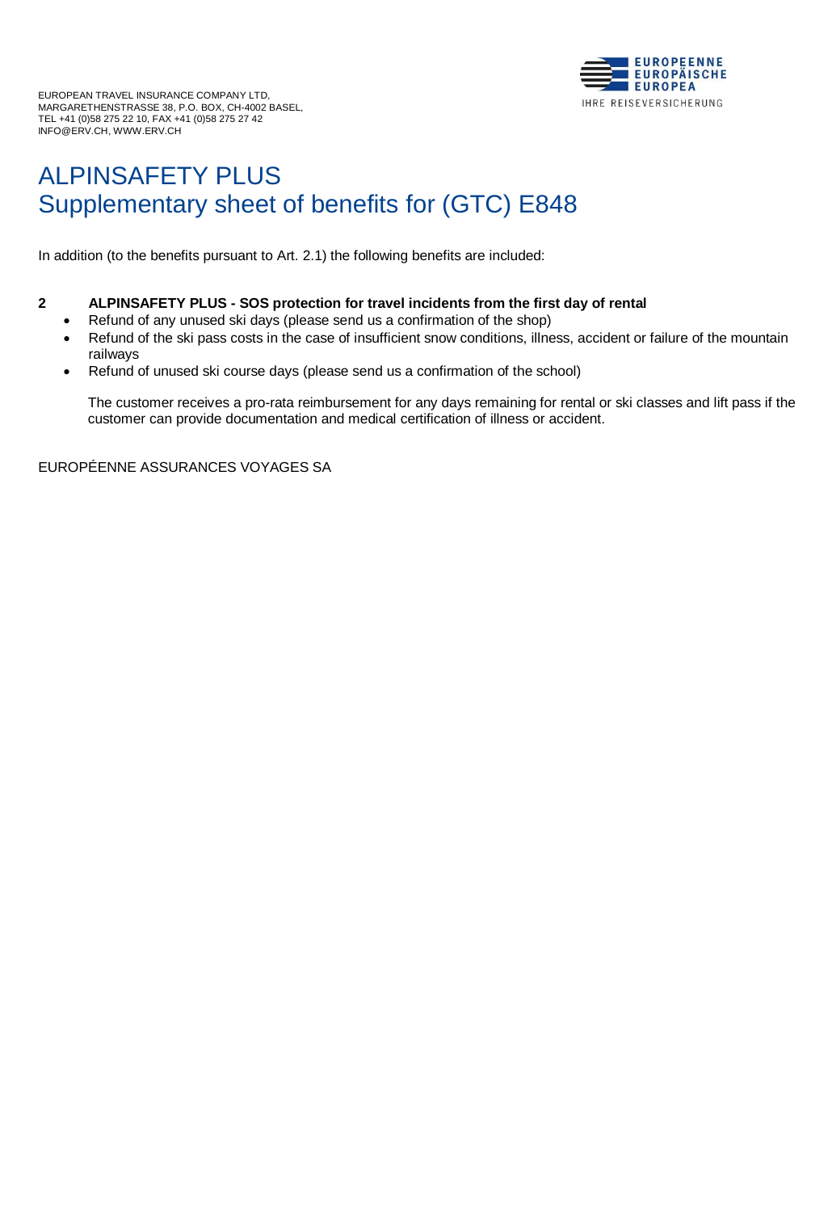EUROPEAN TRAVEL INSURANCE COMPANY LTD,
MARGARETHENSTRASSE 38, P.O. BOX, CH-4002 BASEL,
TEL +41 (0)58 275 22 10, FAX +41 (0)58 275 27 42
INFO@ERV.CH, WWW.ERV.CH

EUROPEENNE
EUROPÄISCHE
EUROPEA
IHRE REISEVERSICHERUNG

# ALPINSAFETY PLUS
# Supplementary sheet of benefits for (GTC) E848

In addition (to the benefits pursuant to Art. 2.1) the following benefits are included:

**2 ALPINSAFETY PLUS - SOS protection for travel incidents from the first day of rental**

- Refund of any unused ski days (please send us a confirmation of the shop)
- Refund of the ski pass costs in the case of insufficient snow conditions, illness, accident or failure of the mountain railways
- Refund of unused ski course days (please send us a confirmation of the school)

The customer receives a pro-rata reimbursement for any days remaining for rental or ski classes and lift pass if the customer can provide documentation and medical certification of illness or accident.

EUROPÉENNE ASSURANCES VOYAGES SA